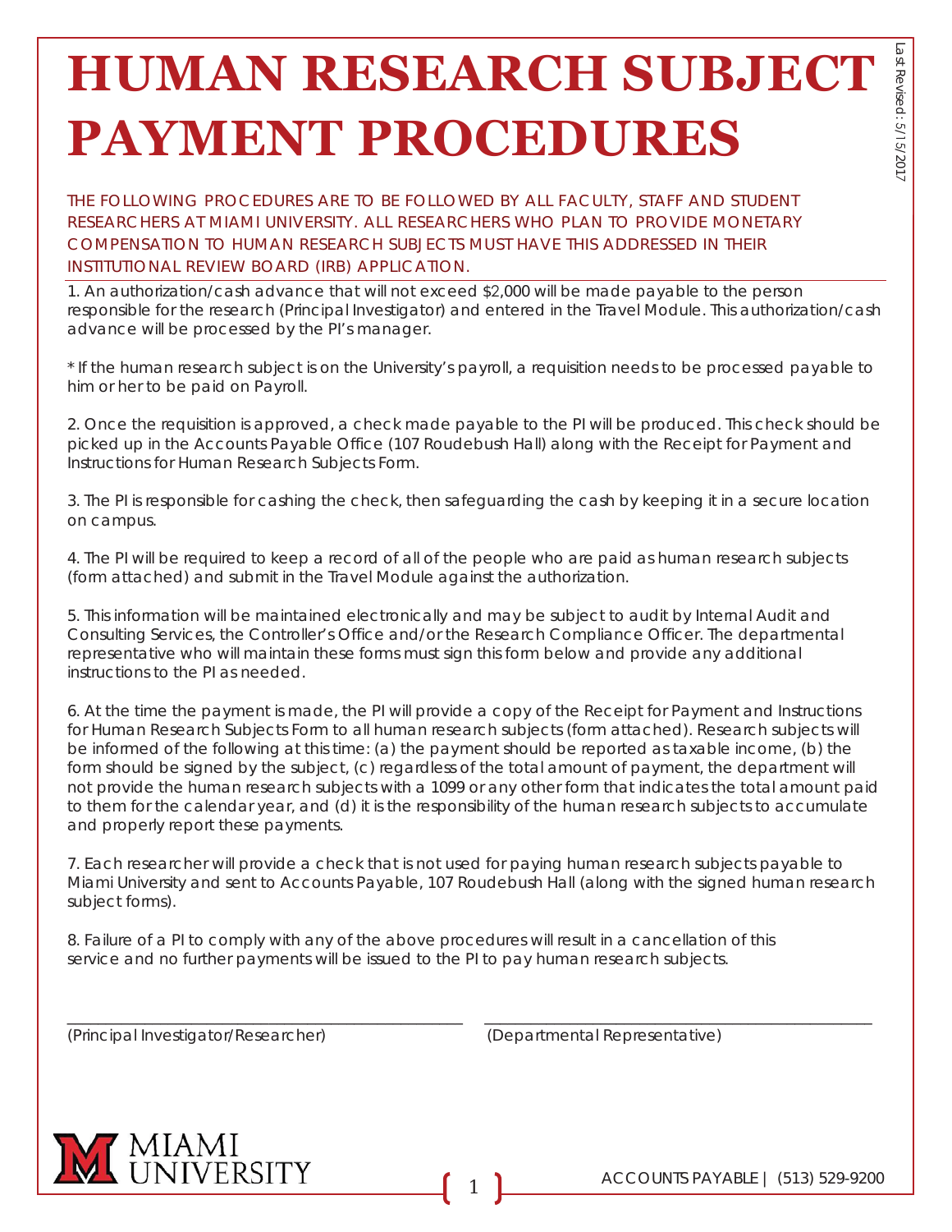# HUMAN RESEARCH SUBJECT PAYMENT PROCEDURES

THE FOLLOWING PROCEDURES ARE TO BE FOLLOWED BY ALL FACULTY, STAFF AND STUDENT RESEARCHERS AT MIAMI UNIVERSITY. ALL RESEARCHERS WHO PLAN TO PROVIDE MONETARY COMPENSATION TO HUMAN RESEARCH SUBJECTS MUST HAVE THIS ADDRESSED IN THEIR INSTITUTIONAL REVIEW BOARD (IRB) APPLICATION.

1. An authorization/cash advance that will not exceed $2,000 will be made payable to the person responsible for the research (Principal Investigator) and entered in the Travel Module. This authorization/cash advance will be processed by the PI's manager.

* If the human research subject is on the University's payroll, a requisition needs to be processed payable to him or her to be paid on Payroll.

2. Once the requisition is approved, a check made payable to the PI will be produced. This check should be picked up in the Accounts Payable Office (107 Roudebush Hall) along with the Receipt for Payment and Instructions for Human Research Subjects Form.

3. The PI is responsible for cashing the check, then safeguarding the cash by keeping it in a secure location on campus.

4. The PI will be required to keep a record of all of the people who are paid as human research subjects (form attached) and submit in the Travel Module against the authorization.

5. This information will be maintained electronically and may be subject to audit by Internal Audit and Consulting Services, the Controller's Office and/or the Research Compliance Officer. The departmental representative who will maintain these forms must sign this form below and provide any additional instructions to the PI as needed.

6. At the time the payment is made, the PI will provide a copy of the Receipt for Payment and Instructions for Human Research Subjects Form to all human research subjects (form attached). Research subjects will be informed of the following at this time: (a) the payment should be reported as taxable income, (b) the form should be signed by the subject, (c) regardless of the total amount of payment, the department will not provide the human research subjects with a 1099 or any other form that indicates the total amount paid to them for the calendar year, and (d) it is the responsibility of the human research subjects to accumulate and properly report these payments.

7. Each researcher will provide a check that is not used for paying human research subjects payable to Miami University and sent to Accounts Payable, 107 Roudebush Hall (along with the signed human research subject forms).

8. Failure of a PI to comply with any of the above procedures will result in a cancellation of this service and no further payments will be issued to the PI to pay human research subjects.

\_\_\_\_\_\_\_\_\_\_\_\_\_\_\_\_\_\_\_\_\_\_\_\_\_\_\_\_\_\_\_\_\_\_\_\_ (Principal Investigator/Researcher)

\_\_\_\_\_\_\_\_\_\_\_\_\_\_\_\_\_\_\_\_\_\_\_\_\_\_\_\_\_\_\_\_\_\_\_\_ (Departmental Representative)

MIAMI UNIVERSITY

ACCOUNTS PAYABLE | (513) 529-9200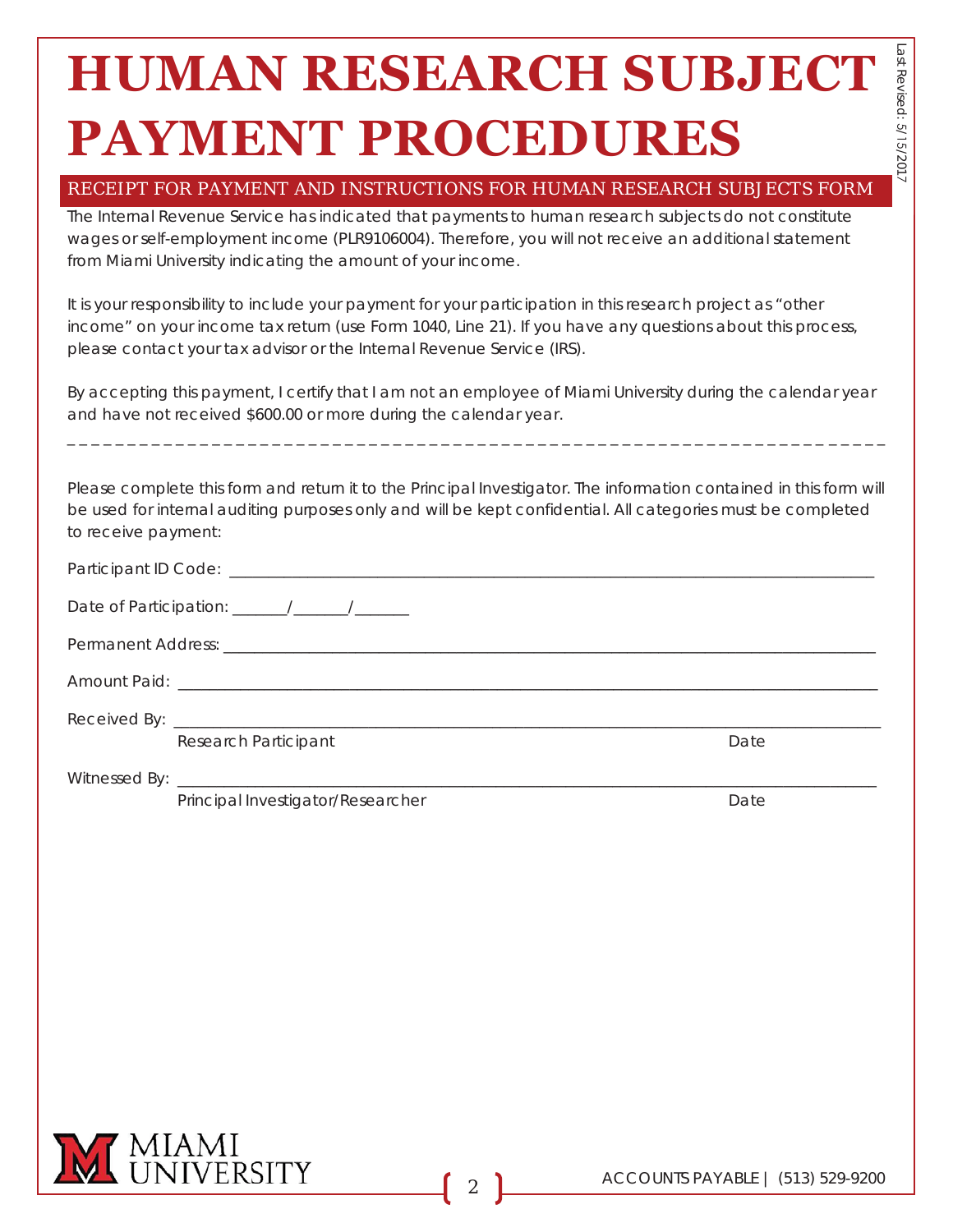# HUMAN RESEARCH SUBJECT PAYMENT PROCEDURES

## RECEIPT FOR PAYMENT AND INSTRUCTIONS FOR HUMAN RESEARCH SUBJECTS FORM

The Internal Revenue Service has indicated that payments to human research subjects do not constitute wages or self-employment income (PLR9106004). Therefore, you will not receive an additional statement from Miami University indicating the amount of your income.

It is your responsibility to include your payment for your participation in this research project as "other income" on your income tax return (use Form 1040, Line 21). If you have any questions about this process, please contact your tax advisor or the Internal Revenue Service (IRS).

By accepting this payment, I certify that I am not an employee of Miami University during the calendar year and have not received $600.00 or more during the calendar year.

---

Please complete this form and return it to the Principal Investigator. The information contained in this form will be used for internal auditing purposes only and will be kept confidential. All categories must be completed to receive payment:

Participant ID Code: ____________________________________________

Date of Participation: ______/______/______

Permanent Address: ____________________________________________

Amount Paid: ____________________________________________

Received By: ____________________________________________
Research Participant Date

Witnessed By: ____________________________________________
Principal Investigator/Researcher Date

ACCOUNTS PAYABLE | (513) 529-9200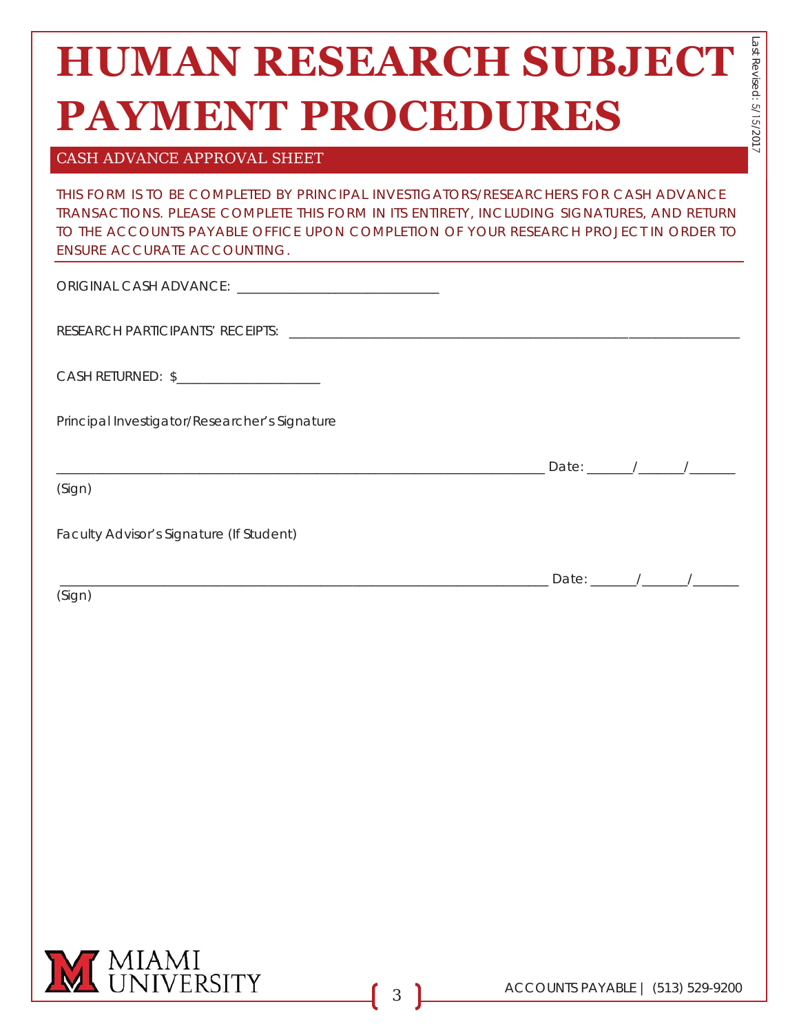# HUMAN RESEARCH SUBJECT PAYMENT PROCEDURES

## CASH ADVANCE APPROVAL SHEET

THIS FORM IS TO BE COMPLETED BY PRINCIPAL INVESTIGATORS/RESEARCHERS FOR CASH ADVANCE TRANSACTIONS. PLEASE COMPLETE THIS FORM IN ITS ENTIRETY, INCLUDING SIGNATURES, AND RETURN TO THE ACCOUNTS PAYABLE OFFICE UPON COMPLETION OF YOUR RESEARCH PROJECT IN ORDER TO ENSURE ACCURATE ACCOUNTING.

ORIGINAL CASH ADVANCE: ______________________________

RESEARCH PARTICIPANTS' RECEIPTS: ____________________________________________________________________

CASH RETURNED: $______________________

Principal Investigator/Researcher's Signature

________________________________________________________________________ Date: _______/_______/_______

(Sign)

Faculty Advisor's Signature (If Student)

________________________________________________________________________ Date: _______/_______/_______

(Sign)

MIAMI UNIVERSITY

ACCOUNTS PAYABLE | (513) 529-9200